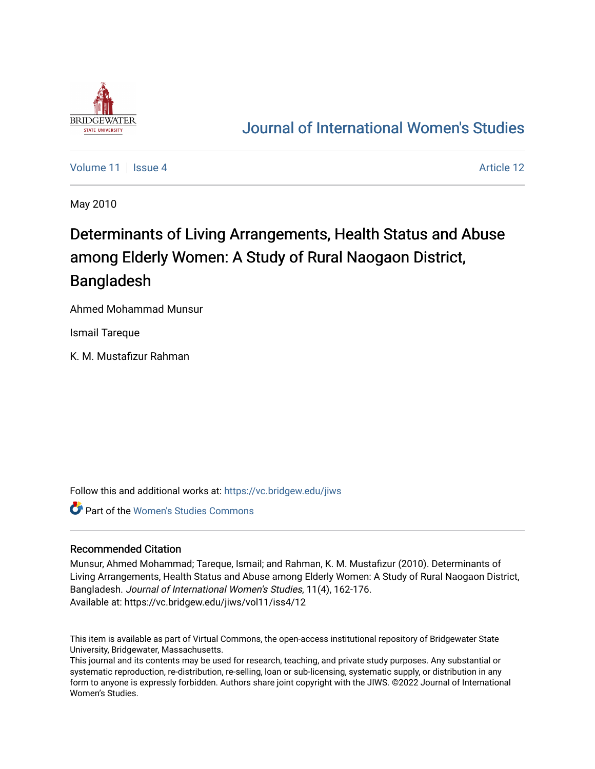[Journal of International Women's Studies](https://vc.bridgew.edu/jiws)

Volume 11 | Issue 4 Article 12

May 2010

# Determinants of Living Arrangements, Health Status and Abuse among Elderly Women: A Study of Rural Naogaon District, Bangladesh

Ahmed Mohammad Munsur

Ismail Tareque

K. M. Mustafizur Rahman

Follow this and additional works at: https://vc.bridgew.edu/jiws

Part of the Women's Studies Commons

## Recommended Citation

Munsur, Ahmed Mohammad; Tareque, Ismail; and Rahman, K. M. Mustafizur (2010). Determinants of Living Arrangements, Health Status and Abuse among Elderly Women: A Study of Rural Naogaon District, Bangladesh. *Journal of International Women's Studies*, 11(4), 162-176.
Available at: https://vc.bridgew.edu/jiws/vol11/iss4/12

This item is available as part of Virtual Commons, the open-access institutional repository of Bridgewater State University, Bridgewater, Massachusetts.
This journal and its contents may be used for research, teaching, and private study purposes. Any substantial or systematic reproduction, re-distribution, re-selling, loan or sub-licensing, systematic supply, or distribution in any form to anyone is expressly forbidden. Authors share joint copyright with the JIWS. ©2022 Journal of International Women's Studies.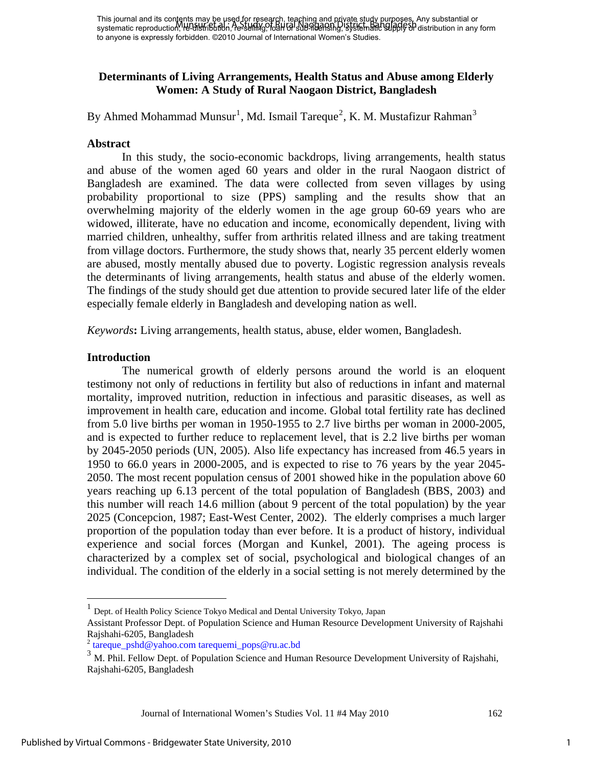This journal and its contents may be used for research, teaching and private study purposes. Any substantial or systematic reproduction, re-distribution, re-selling, loan or sub-licensing, systematic supply or distribution in any form to anyone is expressly forbidden. ©2010 Journal of International Women's Studies.

# Determinants of Living Arrangements, Health Status and Abuse among Elderly Women: A Study of Rural Naogaon District, Bangladesh

By Ahmed Mohammad Munsur[1], Md. Ismail Tareque[2], K. M. Mustafizur Rahman[3]

## Abstract

In this study, the socio-economic backdrops, living arrangements, health status and abuse of the women aged 60 years and older in the rural Naogaon district of Bangladesh are examined. The data were collected from seven villages by using probability proportional to size (PPS) sampling and the results show that an overwhelming majority of the elderly women in the age group 60-69 years who are widowed, illiterate, have no education and income, economically dependent, living with married children, unhealthy, suffer from arthritis related illness and are taking treatment from village doctors. Furthermore, the study shows that, nearly 35 percent elderly women are abused, mostly mentally abused due to poverty. Logistic regression analysis reveals the determinants of living arrangements, health status and abuse of the elderly women. The findings of the study should get due attention to provide secured later life of the elder especially female elderly in Bangladesh and developing nation as well.

*Keywords*: Living arrangements, health status, abuse, elder women, Bangladesh.

## Introduction

The numerical growth of elderly persons around the world is an eloquent testimony not only of reductions in fertility but also of reductions in infant and maternal mortality, improved nutrition, reduction in infectious and parasitic diseases, as well as improvement in health care, education and income. Global total fertility rate has declined from 5.0 live births per woman in 1950-1955 to 2.7 live births per woman in 2000-2005, and is expected to further reduce to replacement level, that is 2.2 live births per woman by 2045-2050 periods (UN, 2005). Also life expectancy has increased from 46.5 years in 1950 to 66.0 years in 2000-2005, and is expected to rise to 76 years by the year 2045-2050. The most recent population census of 2001 showed hike in the population above 60 years reaching up 6.13 percent of the total population of Bangladesh (BBS, 2003) and this number will reach 14.6 million (about 9 percent of the total population) by the year 2025 (Concepcion, 1987; East-West Center, 2002). The elderly comprises a much larger proportion of the population today than ever before. It is a product of history, individual experience and social forces (Morgan and Kunkel, 2001). The ageing process is characterized by a complex set of social, psychological and biological changes of an individual. The condition of the elderly in a social setting is not merely determined by the

---

[1] Dept. of Health Policy Science Tokyo Medical and Dental University Tokyo, Japan
Assistant Professor Dept. of Population Science and Human Resource Development University of Rajshahi Rajshahi-6205, Bangladesh

[2] tareque_pshd@yahoo.com tarequemi_pops@ru.ac.bd

[3] M. Phil. Fellow Dept. of Population Science and Human Resource Development University of Rajshahi, Rajshahi-6205, Bangladesh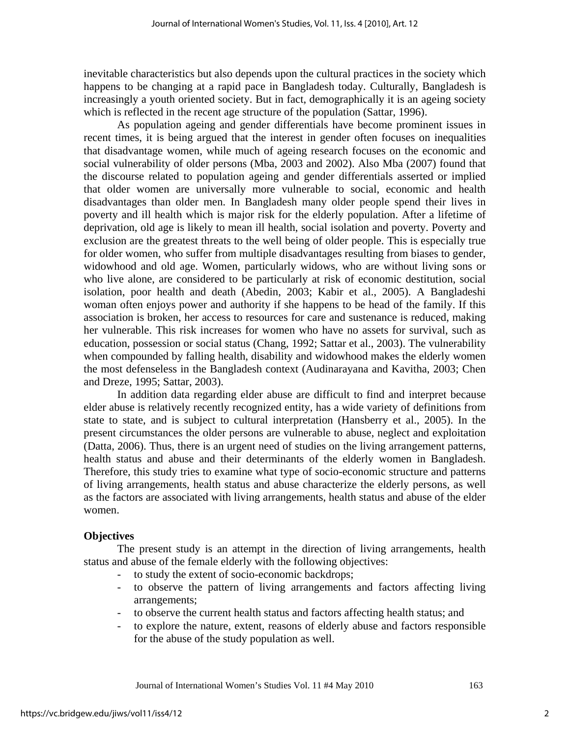inevitable characteristics but also depends upon the cultural practices in the society which happens to be changing at a rapid pace in Bangladesh today. Culturally, Bangladesh is increasingly a youth oriented society. But in fact, demographically it is an ageing society which is reflected in the recent age structure of the population (Sattar, 1996).

As population ageing and gender differentials have become prominent issues in recent times, it is being argued that the interest in gender often focuses on inequalities that disadvantage women, while much of ageing research focuses on the economic and social vulnerability of older persons (Mba, 2003 and 2002). Also Mba (2007) found that the discourse related to population ageing and gender differentials asserted or implied that older women are universally more vulnerable to social, economic and health disadvantages than older men. In Bangladesh many older people spend their lives in poverty and ill health which is major risk for the elderly population. After a lifetime of deprivation, old age is likely to mean ill health, social isolation and poverty. Poverty and exclusion are the greatest threats to the well being of older people. This is especially true for older women, who suffer from multiple disadvantages resulting from biases to gender, widowhood and old age. Women, particularly widows, who are without living sons or who live alone, are considered to be particularly at risk of economic destitution, social isolation, poor health and death (Abedin, 2003; Kabir et al., 2005). A Bangladeshi woman often enjoys power and authority if she happens to be head of the family. If this association is broken, her access to resources for care and sustenance is reduced, making her vulnerable. This risk increases for women who have no assets for survival, such as education, possession or social status (Chang, 1992; Sattar et al., 2003). The vulnerability when compounded by falling health, disability and widowhood makes the elderly women the most defenseless in the Bangladesh context (Audinarayana and Kavitha, 2003; Chen and Dreze, 1995; Sattar, 2003).

In addition data regarding elder abuse are difficult to find and interpret because elder abuse is relatively recently recognized entity, has a wide variety of definitions from state to state, and is subject to cultural interpretation (Hansberry et al., 2005). In the present circumstances the older persons are vulnerable to abuse, neglect and exploitation (Datta, 2006). Thus, there is an urgent need of studies on the living arrangement patterns, health status and abuse and their determinants of the elderly women in Bangladesh. Therefore, this study tries to examine what type of socio-economic structure and patterns of living arrangements, health status and abuse characterize the elderly persons, as well as the factors are associated with living arrangements, health status and abuse of the elder women.

**Objectives**

The present study is an attempt in the direction of living arrangements, health status and abuse of the female elderly with the following objectives:

- to study the extent of socio-economic backdrops;
- to observe the pattern of living arrangements and factors affecting living arrangements;
- to observe the current health status and factors affecting health status; and
- to explore the nature, extent, reasons of elderly abuse and factors responsible for the abuse of the study population as well.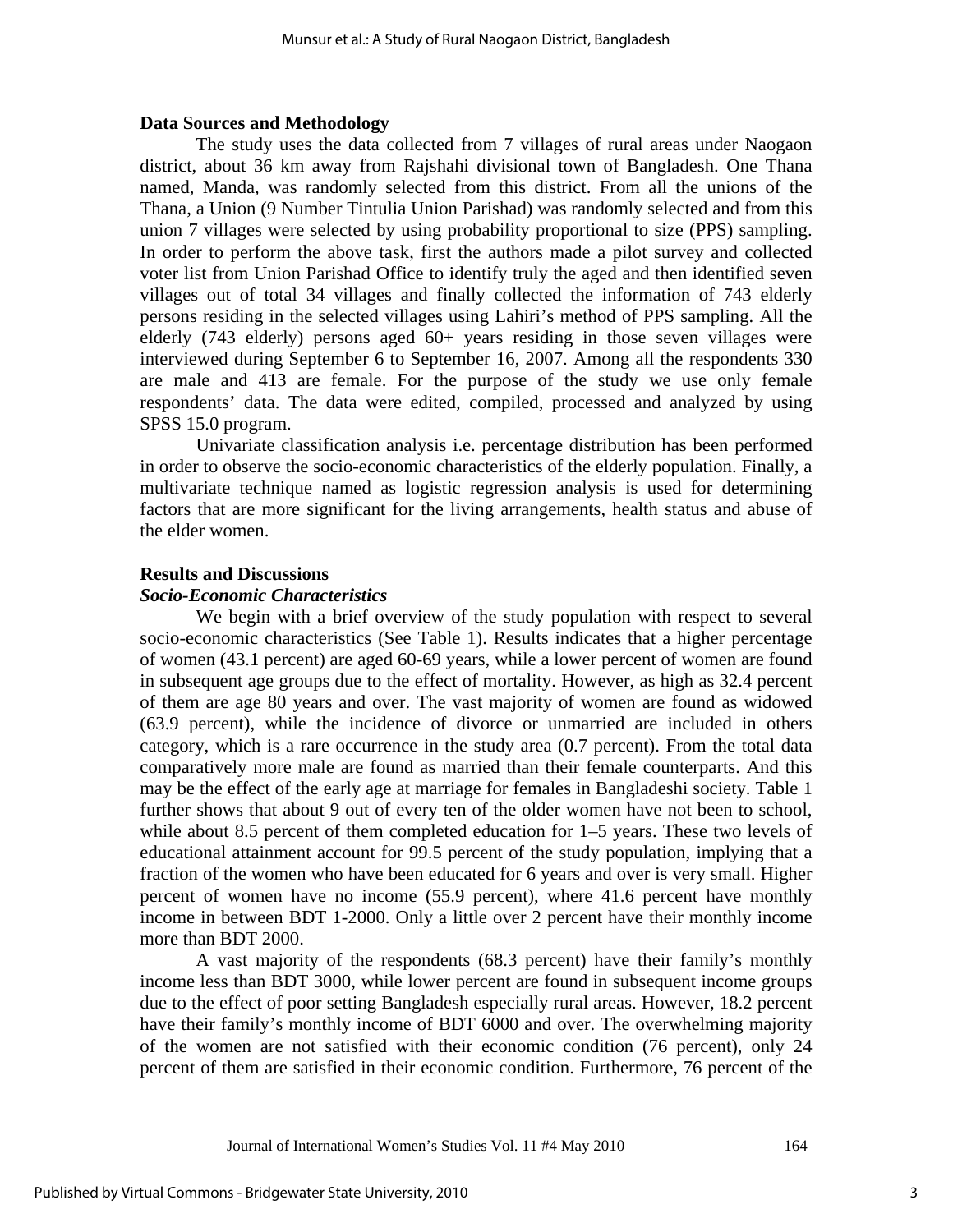## Data Sources and Methodology

The study uses the data collected from 7 villages of rural areas under Naogaon district, about 36 km away from Rajshahi divisional town of Bangladesh. One Thana named, Manda, was randomly selected from this district. From all the unions of the Thana, a Union (9 Number Tintulia Union Parishad) was randomly selected and from this union 7 villages were selected by using probability proportional to size (PPS) sampling. In order to perform the above task, first the authors made a pilot survey and collected voter list from Union Parishad Office to identify truly the aged and then identified seven villages out of total 34 villages and finally collected the information of 743 elderly persons residing in the selected villages using Lahiri's method of PPS sampling. All the elderly (743 elderly) persons aged 60+ years residing in those seven villages were interviewed during September 6 to September 16, 2007. Among all the respondents 330 are male and 413 are female. For the purpose of the study we use only female respondents' data. The data were edited, compiled, processed and analyzed by using SPSS 15.0 program.

Univariate classification analysis i.e. percentage distribution has been performed in order to observe the socio-economic characteristics of the elderly population. Finally, a multivariate technique named as logistic regression analysis is used for determining factors that are more significant for the living arrangements, health status and abuse of the elder women.

## Results and Discussions

### *Socio-Economic Characteristics*

We begin with a brief overview of the study population with respect to several socio-economic characteristics (See Table 1). Results indicates that a higher percentage of women (43.1 percent) are aged 60-69 years, while a lower percent of women are found in subsequent age groups due to the effect of mortality. However, as high as 32.4 percent of them are age 80 years and over. The vast majority of women are found as widowed (63.9 percent), while the incidence of divorce or unmarried are included in others category, which is a rare occurrence in the study area (0.7 percent). From the total data comparatively more male are found as married than their female counterparts. And this may be the effect of the early age at marriage for females in Bangladeshi society. Table 1 further shows that about 9 out of every ten of the older women have not been to school, while about 8.5 percent of them completed education for 1–5 years. These two levels of educational attainment account for 99.5 percent of the study population, implying that a fraction of the women who have been educated for 6 years and over is very small. Higher percent of women have no income (55.9 percent), where 41.6 percent have monthly income in between BDT 1-2000. Only a little over 2 percent have their monthly income more than BDT 2000.

A vast majority of the respondents (68.3 percent) have their family's monthly income less than BDT 3000, while lower percent are found in subsequent income groups due to the effect of poor setting Bangladesh especially rural areas. However, 18.2 percent have their family's monthly income of BDT 6000 and over. The overwhelming majority of the women are not satisfied with their economic condition (76 percent), only 24 percent of them are satisfied in their economic condition. Furthermore, 76 percent of the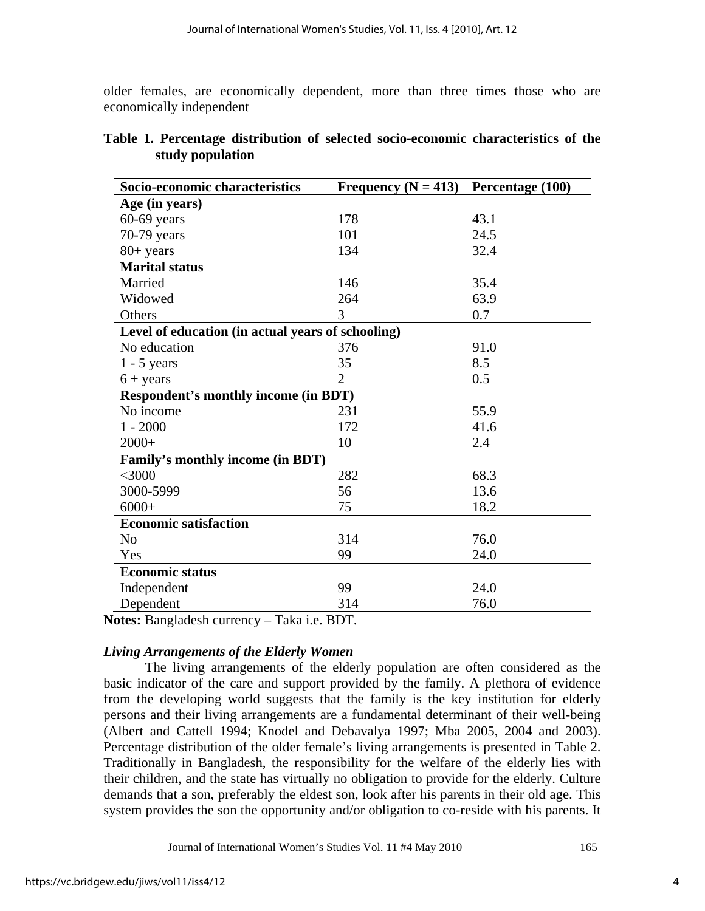older females, are economically dependent, more than three times those who are economically independent

**Table 1. Percentage distribution of selected socio-economic characteristics of the study population**

| Socio-economic characteristics | Frequency (N = 413) | Percentage (100) |
|---|---|---|
| **Age (in years)** | | |
| 60-69 years | 178 | 43.1 |
| 70-79 years | 101 | 24.5 |
| 80+ years | 134 | 32.4 |
| **Marital status** | | |
| Married | 146 | 35.4 |
| Widowed | 264 | 63.9 |
| Others | 3 | 0.7 |
| **Level of education (in actual years of schooling)** | | |
| No education | 376 | 91.0 |
| 1 - 5 years | 35 | 8.5 |
| 6 + years | 2 | 0.5 |
| **Respondent's monthly income (in BDT)** | | |
| No income | 231 | 55.9 |
| 1 - 2000 | 172 | 41.6 |
| 2000+ | 10 | 2.4 |
| **Family's monthly income (in BDT)** | | |
| <3000 | 282 | 68.3 |
| 3000-5999 | 56 | 13.6 |
| 6000+ | 75 | 18.2 |
| **Economic satisfaction** | | |
| No | 314 | 76.0 |
| Yes | 99 | 24.0 |
| **Economic status** | | |
| Independent | 99 | 24.0 |
| Dependent | 314 | 76.0 |

**Notes:** Bangladesh currency – Taka i.e. BDT.

### *Living Arrangements of the Elderly Women*

The living arrangements of the elderly population are often considered as the basic indicator of the care and support provided by the family. A plethora of evidence from the developing world suggests that the family is the key institution for elderly persons and their living arrangements are a fundamental determinant of their well-being (Albert and Cattell 1994; Knodel and Debavalya 1997; Mba 2005, 2004 and 2003). Percentage distribution of the older female's living arrangements is presented in Table 2. Traditionally in Bangladesh, the responsibility for the welfare of the elderly lies with their children, and the state has virtually no obligation to provide for the elderly. Culture demands that a son, preferably the eldest son, look after his parents in their old age. This system provides the son the opportunity and/or obligation to co-reside with his parents. It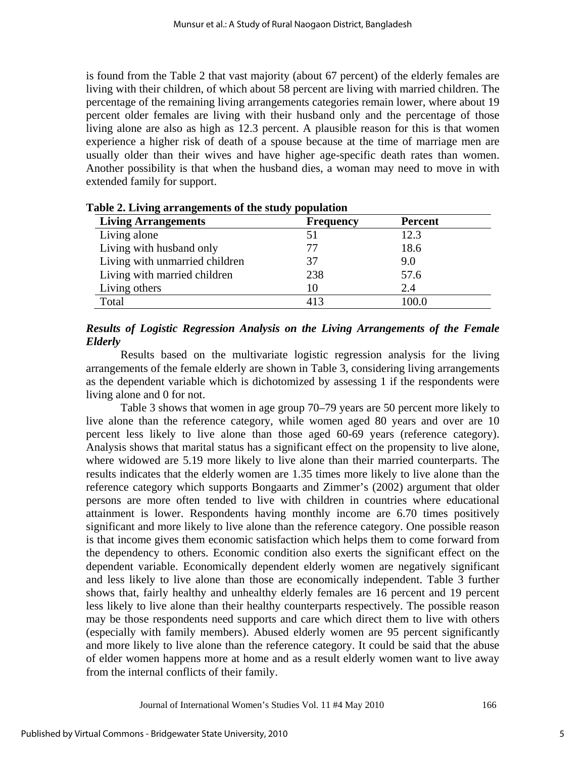is found from the Table 2 that vast majority (about 67 percent) of the elderly females are living with their children, of which about 58 percent are living with married children. The percentage of the remaining living arrangements categories remain lower, where about 19 percent older females are living with their husband only and the percentage of those living alone are also as high as 12.3 percent. A plausible reason for this is that women experience a higher risk of death of a spouse because at the time of marriage men are usually older than their wives and have higher age-specific death rates than women. Another possibility is that when the husband dies, a woman may need to move in with extended family for support.

**Table 2. Living arrangements of the study population**

| Living Arrangements | Frequency | Percent |
|---|---|---|
| Living alone | 51 | 12.3 |
| Living with husband only | 77 | 18.6 |
| Living with unmarried children | 37 | 9.0 |
| Living with married children | 238 | 57.6 |
| Living others | 10 | 2.4 |
| Total | 413 | 100.0 |

### *Results of Logistic Regression Analysis on the Living Arrangements of the Female Elderly*

Results based on the multivariate logistic regression analysis for the living arrangements of the female elderly are shown in Table 3, considering living arrangements as the dependent variable which is dichotomized by assessing 1 if the respondents were living alone and 0 for not.

Table 3 shows that women in age group 70–79 years are 50 percent more likely to live alone than the reference category, while women aged 80 years and over are 10 percent less likely to live alone than those aged 60-69 years (reference category). Analysis shows that marital status has a significant effect on the propensity to live alone, where widowed are 5.19 more likely to live alone than their married counterparts. The results indicates that the elderly women are 1.35 times more likely to live alone than the reference category which supports Bongaarts and Zimmer's (2002) argument that older persons are more often tended to live with children in countries where educational attainment is lower. Respondents having monthly income are 6.70 times positively significant and more likely to live alone than the reference category. One possible reason is that income gives them economic satisfaction which helps them to come forward from the dependency to others. Economic condition also exerts the significant effect on the dependent variable. Economically dependent elderly women are negatively significant and less likely to live alone than those are economically independent. Table 3 further shows that, fairly healthy and unhealthy elderly females are 16 percent and 19 percent less likely to live alone than their healthy counterparts respectively. The possible reason may be those respondents need supports and care which direct them to live with others (especially with family members). Abused elderly women are 95 percent significantly and more likely to live alone than the reference category. It could be said that the abuse of elder women happens more at home and as a result elderly women want to live away from the internal conflicts of their family.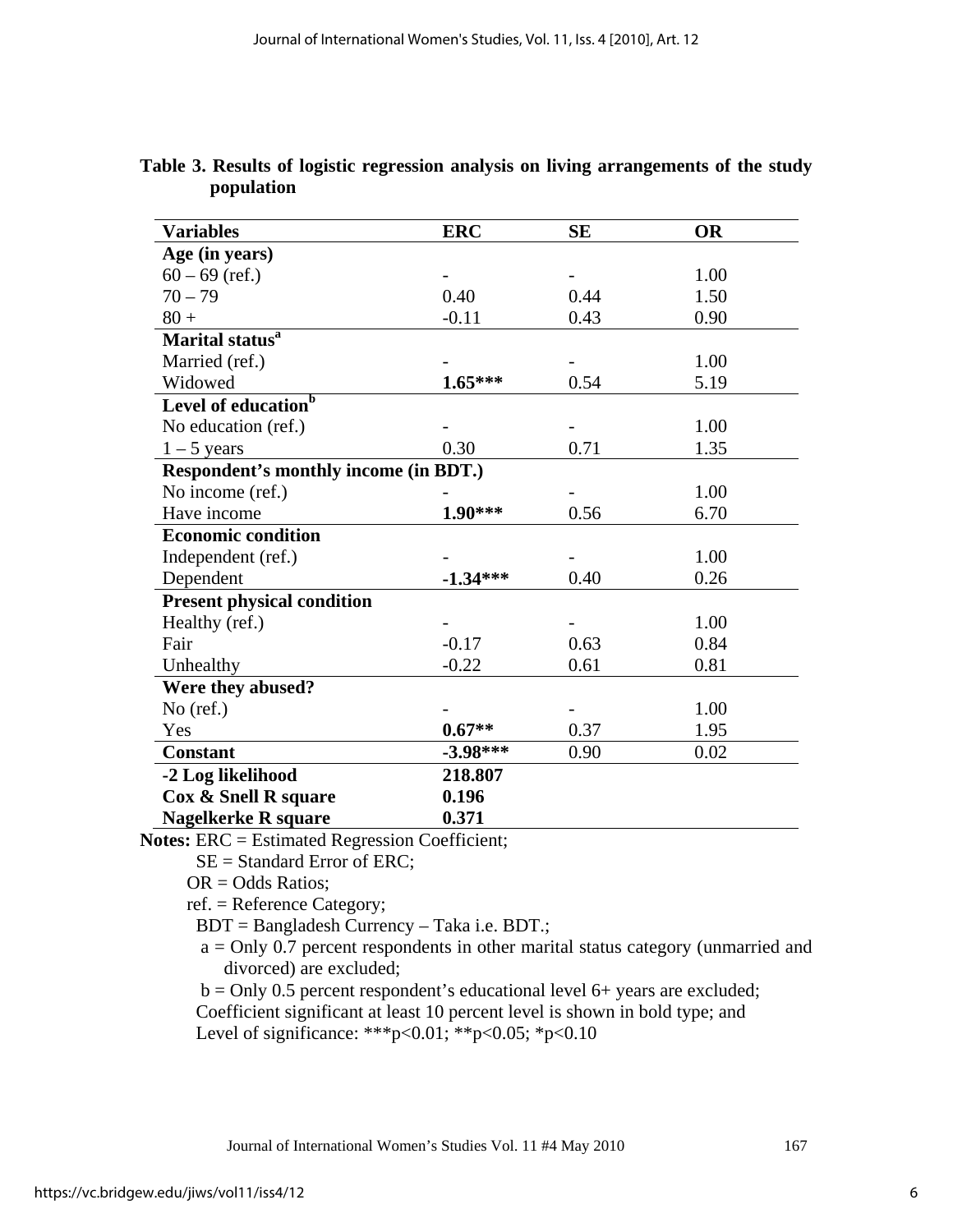**Table 3. Results of logistic regression analysis on living arrangements of the study population**

| Variables | ERC | SE | OR |
|---|---|---|---|
| **Age (in years)** | | | |
| 60 – 69 (ref.) | - | - | 1.00 |
| 70 – 79 | 0.40 | 0.44 | 1.50 |
| 80 + | -0.11 | 0.43 | 0.90 |
| **Marital status[a]** | | | |
| Married (ref.) | - | - | 1.00 |
| Widowed | **1.65***** | 0.54 | 5.19 |
| **Level of education[b]** | | | |
| No education (ref.) | - | - | 1.00 |
| 1 – 5 years | 0.30 | 0.71 | 1.35 |
| **Respondent's monthly income (in BDT.)** | | | |
| No income (ref.) | - | - | 1.00 |
| Have income | **1.90***** | 0.56 | 6.70 |
| **Economic condition** | | | |
| Independent (ref.) | - | - | 1.00 |
| Dependent | **-1.34***** | 0.40 | 0.26 |
| **Present physical condition** | | | |
| Healthy (ref.) | - | - | 1.00 |
| Fair | -0.17 | 0.63 | 0.84 |
| Unhealthy | -0.22 | 0.61 | 0.81 |
| **Were they abused?** | | | |
| No (ref.) | - | - | 1.00 |
| Yes | **0.67**** | 0.37 | 1.95 |
| **Constant** | **-3.98***** | 0.90 | 0.02 |
| **-2 Log likelihood** | **218.807** | | |
| **Cox & Snell R square** | **0.196** | | |
| **Nagelkerke R square** | **0.371** | | |

**Notes:** ERC = Estimated Regression Coefficient;
SE = Standard Error of ERC;
OR = Odds Ratios;
ref. = Reference Category;
BDT = Bangladesh Currency – Taka i.e. BDT.;
a = Only 0.7 percent respondents in other marital status category (unmarried and divorced) are excluded;
b = Only 0.5 percent respondent's educational level 6+ years are excluded;
Coefficient significant at least 10 percent level is shown in bold type; and
Level of significance: ***$p<0.01$; **$p<0.05$; *$p<0.10$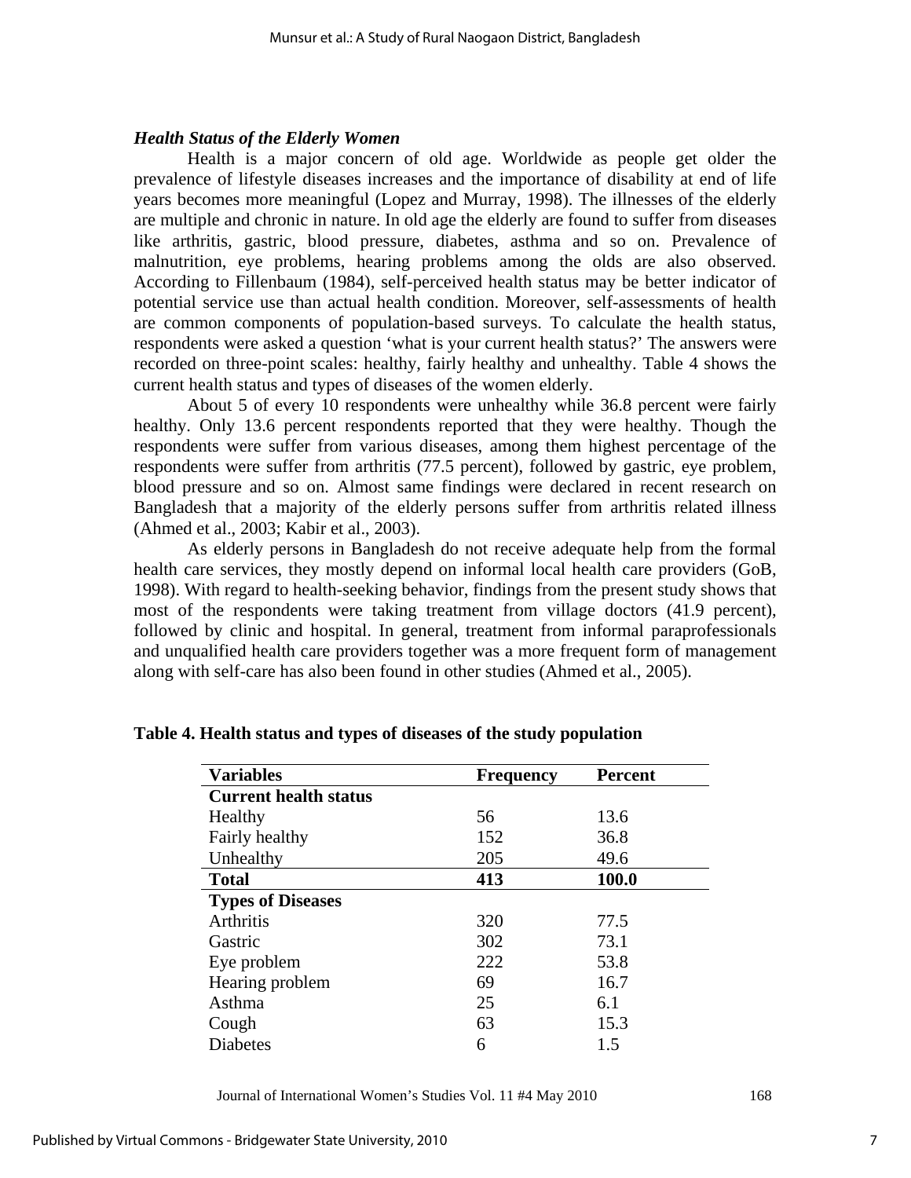### *Health Status of the Elderly Women*

Health is a major concern of old age. Worldwide as people get older the prevalence of lifestyle diseases increases and the importance of disability at end of life years becomes more meaningful (Lopez and Murray, 1998). The illnesses of the elderly are multiple and chronic in nature. In old age the elderly are found to suffer from diseases like arthritis, gastric, blood pressure, diabetes, asthma and so on. Prevalence of malnutrition, eye problems, hearing problems among the olds are also observed. According to Fillenbaum (1984), self-perceived health status may be better indicator of potential service use than actual health condition. Moreover, self-assessments of health are common components of population-based surveys. To calculate the health status, respondents were asked a question 'what is your current health status?' The answers were recorded on three-point scales: healthy, fairly healthy and unhealthy. Table 4 shows the current health status and types of diseases of the women elderly.

About 5 of every 10 respondents were unhealthy while 36.8 percent were fairly healthy. Only 13.6 percent respondents reported that they were healthy. Though the respondents were suffer from various diseases, among them highest percentage of the respondents were suffer from arthritis (77.5 percent), followed by gastric, eye problem, blood pressure and so on. Almost same findings were declared in recent research on Bangladesh that a majority of the elderly persons suffer from arthritis related illness (Ahmed et al., 2003; Kabir et al., 2003).

As elderly persons in Bangladesh do not receive adequate help from the formal health care services, they mostly depend on informal local health care providers (GoB, 1998). With regard to health-seeking behavior, findings from the present study shows that most of the respondents were taking treatment from village doctors (41.9 percent), followed by clinic and hospital. In general, treatment from informal paraprofessionals and unqualified health care providers together was a more frequent form of management along with self-care has also been found in other studies (Ahmed et al., 2005).

**Table 4. Health status and types of diseases of the study population**

| Variables | Frequency | Percent |
|---|---|---|
| **Current health status** | | |
| Healthy | 56 | 13.6 |
| Fairly healthy | 152 | 36.8 |
| Unhealthy | 205 | 49.6 |
| **Total** | **413** | **100.0** |
| **Types of Diseases** | | |
| Arthritis | 320 | 77.5 |
| Gastric | 302 | 73.1 |
| Eye problem | 222 | 53.8 |
| Hearing problem | 69 | 16.7 |
| Asthma | 25 | 6.1 |
| Cough | 63 | 15.3 |
| Diabetes | 6 | 1.5 |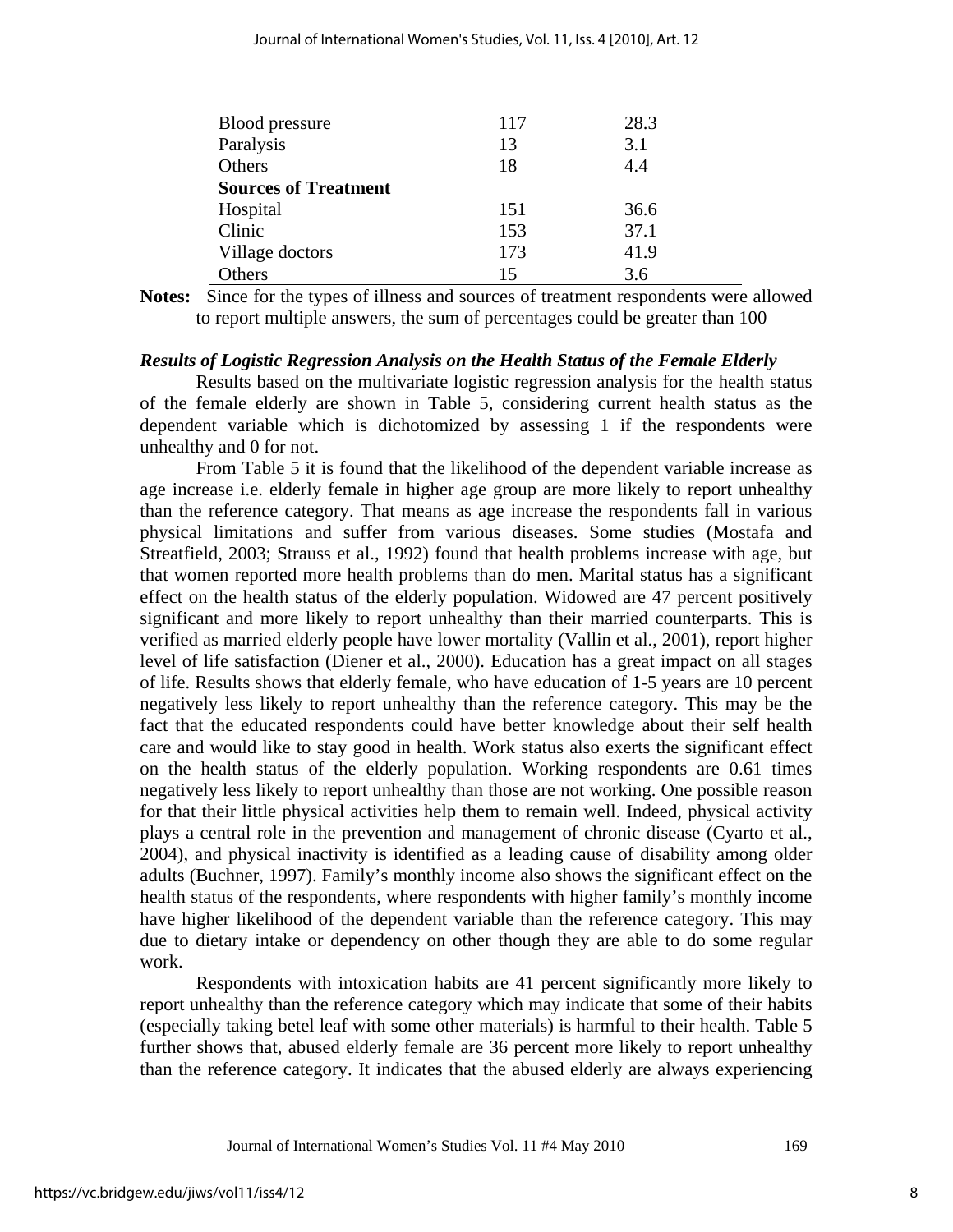| | | |
|---|---|---|
| Blood pressure | 117 | 28.3 |
| Paralysis | 13 | 3.1 |
| Others | 18 | 4.4 |
| **Sources of Treatment** | | |
| Hospital | 151 | 36.6 |
| Clinic | 153 | 37.1 |
| Village doctors | 173 | 41.9 |
| Others | 15 | 3.6 |

**Notes:** Since for the types of illness and sources of treatment respondents were allowed to report multiple answers, the sum of percentages could be greater than 100

***Results of Logistic Regression Analysis on the Health Status of the Female Elderly***

Results based on the multivariate logistic regression analysis for the health status of the female elderly are shown in Table 5, considering current health status as the dependent variable which is dichotomized by assessing 1 if the respondents were unhealthy and 0 for not.

From Table 5 it is found that the likelihood of the dependent variable increase as age increase i.e. elderly female in higher age group are more likely to report unhealthy than the reference category. That means as age increase the respondents fall in various physical limitations and suffer from various diseases. Some studies (Mostafa and Streatfield, 2003; Strauss et al., 1992) found that health problems increase with age, but that women reported more health problems than do men. Marital status has a significant effect on the health status of the elderly population. Widowed are 47 percent positively significant and more likely to report unhealthy than their married counterparts. This is verified as married elderly people have lower mortality (Vallin et al., 2001), report higher level of life satisfaction (Diener et al., 2000). Education has a great impact on all stages of life. Results shows that elderly female, who have education of 1-5 years are 10 percent negatively less likely to report unhealthy than the reference category. This may be the fact that the educated respondents could have better knowledge about their self health care and would like to stay good in health. Work status also exerts the significant effect on the health status of the elderly population. Working respondents are 0.61 times negatively less likely to report unhealthy than those are not working. One possible reason for that their little physical activities help them to remain well. Indeed, physical activity plays a central role in the prevention and management of chronic disease (Cyarto et al., 2004), and physical inactivity is identified as a leading cause of disability among older adults (Buchner, 1997). Family's monthly income also shows the significant effect on the health status of the respondents, where respondents with higher family's monthly income have higher likelihood of the dependent variable than the reference category. This may due to dietary intake or dependency on other though they are able to do some regular work.

Respondents with intoxication habits are 41 percent significantly more likely to report unhealthy than the reference category which may indicate that some of their habits (especially taking betel leaf with some other materials) is harmful to their health. Table 5 further shows that, abused elderly female are 36 percent more likely to report unhealthy than the reference category. It indicates that the abused elderly are always experiencing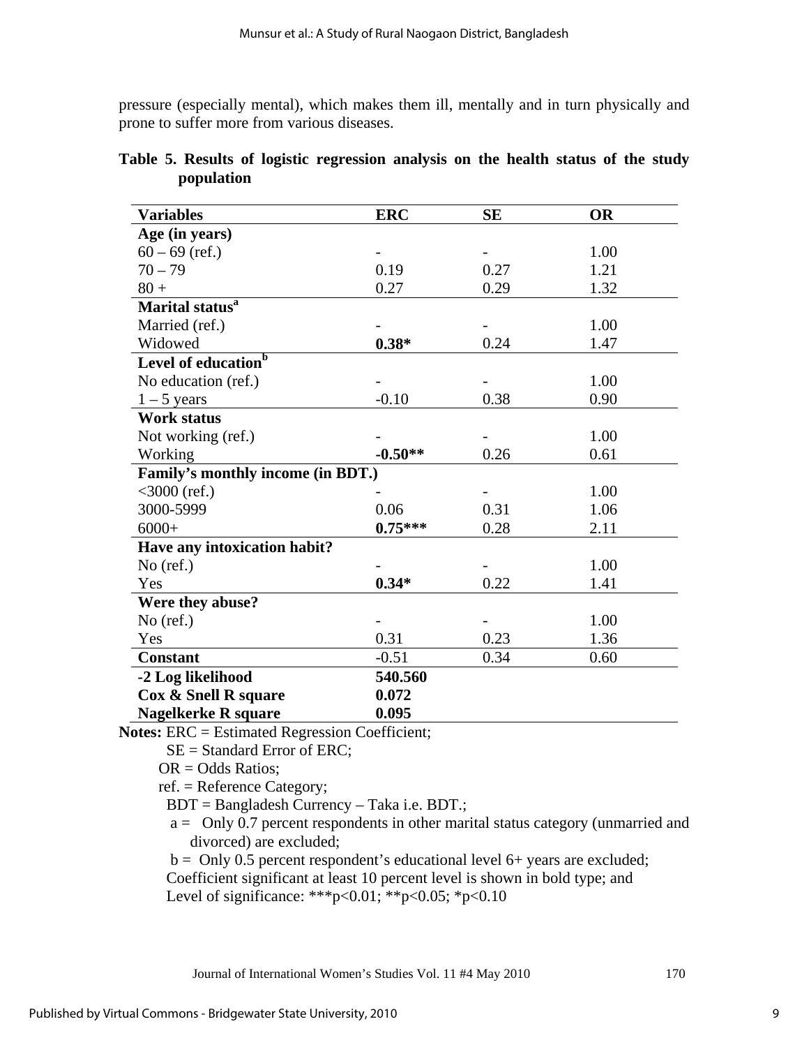pressure (especially mental), which makes them ill, mentally and in turn physically and prone to suffer more from various diseases.

**Table 5. Results of logistic regression analysis on the health status of the study population**

| Variables | ERC | SE | OR |
|---|---|---|---|
| **Age (in years)** | | | |
| 60 – 69 (ref.) | - | - | 1.00 |
| 70 – 79 | 0.19 | 0.27 | 1.21 |
| 80 + | 0.27 | 0.29 | 1.32 |
| **Marital status**[a] | | | |
| Married (ref.) | - | - | 1.00 |
| Widowed | **0.38*** | 0.24 | 1.47 |
| **Level of education**[b] | | | |
| No education (ref.) | - | - | 1.00 |
| 1 – 5 years | -0.10 | 0.38 | 0.90 |
| **Work status** | | | |
| Not working (ref.) | - | - | 1.00 |
| Working | **-0.50**** | 0.26 | 0.61 |
| **Family's monthly income (in BDT.)** | | | |
| <3000 (ref.) | - | - | 1.00 |
| 3000-5999 | 0.06 | 0.31 | 1.06 |
| 6000+ | **0.75***** | 0.28 | 2.11 |
| **Have any intoxication habit?** | | | |
| No (ref.) | - | - | 1.00 |
| Yes | **0.34*** | 0.22 | 1.41 |
| **Were they abuse?** | | | |
| No (ref.) | - | - | 1.00 |
| Yes | 0.31 | 0.23 | 1.36 |
| **Constant** | -0.51 | 0.34 | 0.60 |
| **-2 Log likelihood** | **540.560** | | |
| **Cox & Snell R square** | **0.072** | | |
| **Nagelkerke R square** | **0.095** | | |

**Notes:** ERC = Estimated Regression Coefficient;
SE = Standard Error of ERC;
OR = Odds Ratios;
ref. = Reference Category;
BDT = Bangladesh Currency – Taka i.e. BDT.;
a = Only 0.7 percent respondents in other marital status category (unmarried and divorced) are excluded;
b = Only 0.5 percent respondent's educational level 6+ years are excluded;
Coefficient significant at least 10 percent level is shown in bold type; and
Level of significance: ***p<0.01; **p<0.05; *p<0.10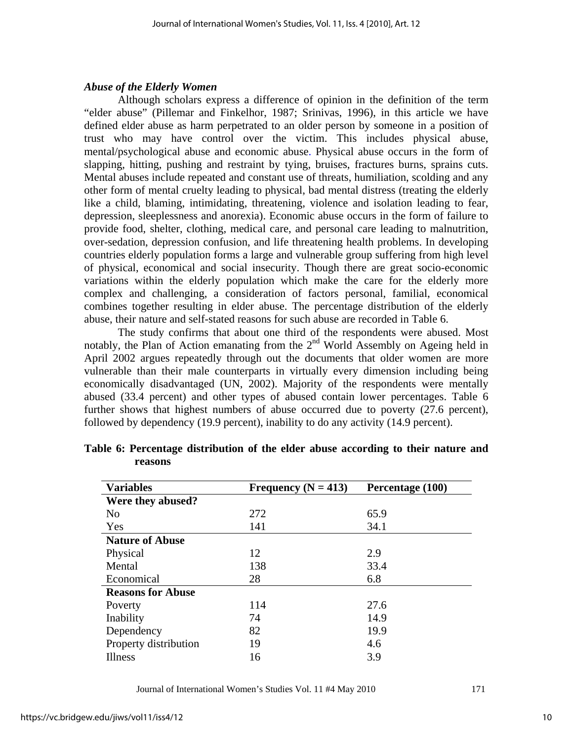### *Abuse of the Elderly Women*

Although scholars express a difference of opinion in the definition of the term "elder abuse" (Pillemar and Finkelhor, 1987; Srinivas, 1996), in this article we have defined elder abuse as harm perpetrated to an older person by someone in a position of trust who may have control over the victim. This includes physical abuse, mental/psychological abuse and economic abuse. Physical abuse occurs in the form of slapping, hitting, pushing and restraint by tying, bruises, fractures burns, sprains cuts. Mental abuses include repeated and constant use of threats, humiliation, scolding and any other form of mental cruelty leading to physical, bad mental distress (treating the elderly like a child, blaming, intimidating, threatening, violence and isolation leading to fear, depression, sleeplessness and anorexia). Economic abuse occurs in the form of failure to provide food, shelter, clothing, medical care, and personal care leading to malnutrition, over-sedation, depression confusion, and life threatening health problems. In developing countries elderly population forms a large and vulnerable group suffering from high level of physical, economical and social insecurity. Though there are great socio-economic variations within the elderly population which make the care for the elderly more complex and challenging, a consideration of factors personal, familial, economical combines together resulting in elder abuse. The percentage distribution of the elderly abuse, their nature and self-stated reasons for such abuse are recorded in Table 6.

The study confirms that about one third of the respondents were abused. Most notably, the Plan of Action emanating from the 2nd World Assembly on Ageing held in April 2002 argues repeatedly through out the documents that older women are more vulnerable than their male counterparts in virtually every dimension including being economically disadvantaged (UN, 2002). Majority of the respondents were mentally abused (33.4 percent) and other types of abused contain lower percentages. Table 6 further shows that highest numbers of abuse occurred due to poverty (27.6 percent), followed by dependency (19.9 percent), inability to do any activity (14.9 percent).

**Table 6: Percentage distribution of the elder abuse according to their nature and reasons**

| Variables | Frequency (N = 413) | Percentage (100) |
|---|---|---|
| **Were they abused?** | | |
| No | 272 | 65.9 |
| Yes | 141 | 34.1 |
| **Nature of Abuse** | | |
| Physical | 12 | 2.9 |
| Mental | 138 | 33.4 |
| Economical | 28 | 6.8 |
| **Reasons for Abuse** | | |
| Poverty | 114 | 27.6 |
| Inability | 74 | 14.9 |
| Dependency | 82 | 19.9 |
| Property distribution | 19 | 4.6 |
| Illness | 16 | 3.9 |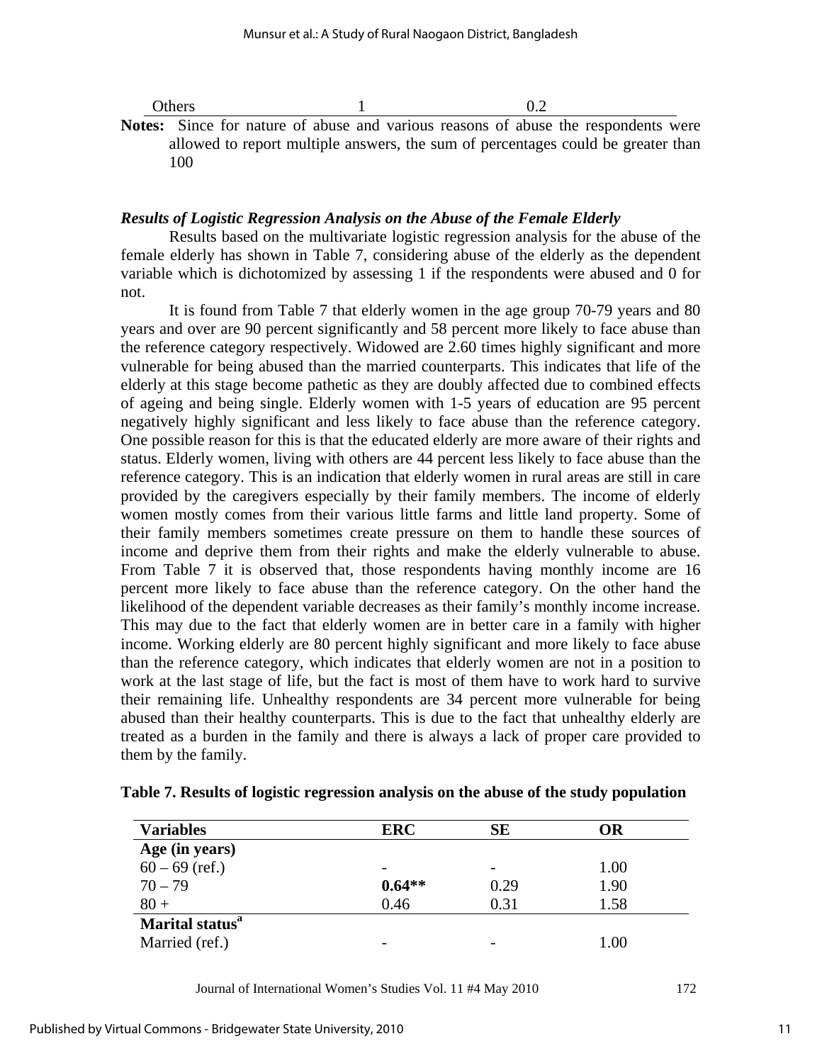| | | |
|---|---|---|
| Others | 1 | 0.2 |

**Notes:** Since for nature of abuse and various reasons of abuse the respondents were allowed to report multiple answers, the sum of percentages could be greater than 100

### *Results of Logistic Regression Analysis on the Abuse of the Female Elderly*

Results based on the multivariate logistic regression analysis for the abuse of the female elderly has shown in Table 7, considering abuse of the elderly as the dependent variable which is dichotomized by assessing 1 if the respondents were abused and 0 for not.

It is found from Table 7 that elderly women in the age group 70-79 years and 80 years and over are 90 percent significantly and 58 percent more likely to face abuse than the reference category respectively. Widowed are 2.60 times highly significant and more vulnerable for being abused than the married counterparts. This indicates that life of the elderly at this stage become pathetic as they are doubly affected due to combined effects of ageing and being single. Elderly women with 1-5 years of education are 95 percent negatively highly significant and less likely to face abuse than the reference category. One possible reason for this is that the educated elderly are more aware of their rights and status. Elderly women, living with others are 44 percent less likely to face abuse than the reference category. This is an indication that elderly women in rural areas are still in care provided by the caregivers especially by their family members. The income of elderly women mostly comes from their various little farms and little land property. Some of their family members sometimes create pressure on them to handle these sources of income and deprive them from their rights and make the elderly vulnerable to abuse. From Table 7 it is observed that, those respondents having monthly income are 16 percent more likely to face abuse than the reference category. On the other hand the likelihood of the dependent variable decreases as their family's monthly income increase. This may due to the fact that elderly women are in better care in a family with higher income. Working elderly are 80 percent highly significant and more likely to face abuse than the reference category, which indicates that elderly women are not in a position to work at the last stage of life, but the fact is most of them have to work hard to survive their remaining life. Unhealthy respondents are 34 percent more vulnerable for being abused than their healthy counterparts. This is due to the fact that unhealthy elderly are treated as a burden in the family and there is always a lack of proper care provided to them by the family.

**Table 7. Results of logistic regression analysis on the abuse of the study population**

| Variables | ERC | SE | OR |
|---|---|---|---|
| **Age (in years)** | | | |
| 60 – 69 (ref.) | - | - | 1.00 |
| 70 – 79 | **0.64**** | 0.29 | 1.90 |
| 80 + | 0.46 | 0.31 | 1.58 |
| **Marital status[a]** | | | |
| Married (ref.) | - | - | 1.00 |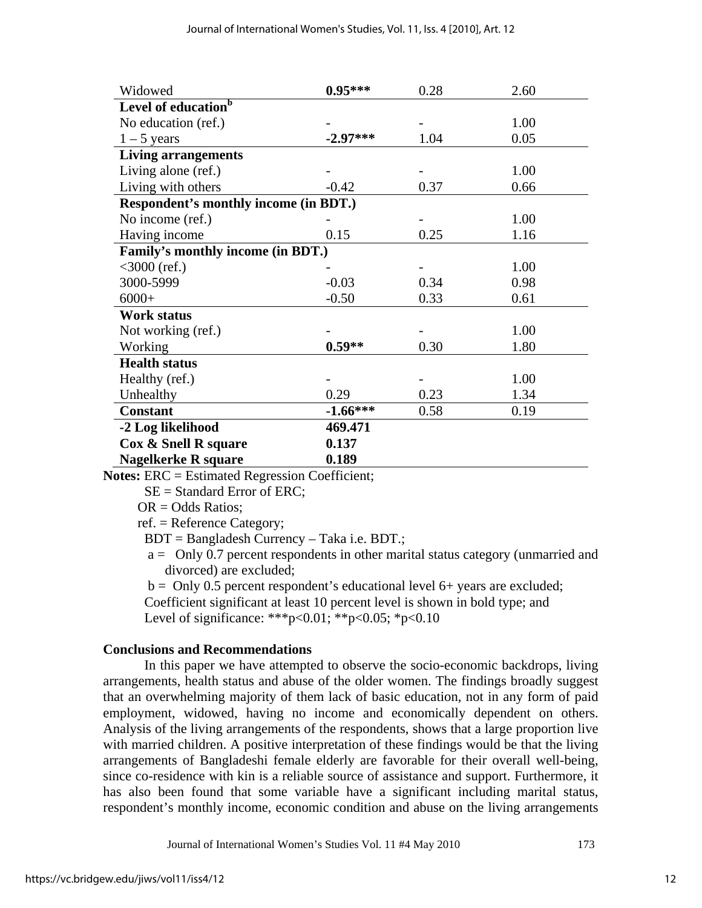| | | | |
|---|---|---|---|
| Widowed | **0.95*****| 0.28 | 2.60 |
| **Level of education**[b] | | | |
| No education (ref.) | - | - | 1.00 |
| 1 – 5 years | **-2.97***** | 1.04 | 0.05 |
| **Living arrangements** | | | |
| Living alone (ref.) | - | - | 1.00 |
| Living with others | -0.42 | 0.37 | 0.66 |
| **Respondent's monthly income (in BDT.)** | | | |
| No income (ref.) | - | - | 1.00 |
| Having income | 0.15 | 0.25 | 1.16 |
| **Family's monthly income (in BDT.)** | | | |
| <3000 (ref.) | - | - | 1.00 |
| 3000-5999 | -0.03 | 0.34 | 0.98 |
| 6000+ | -0.50 | 0.33 | 0.61 |
| **Work status** | | | |
| Not working (ref.) | - | - | 1.00 |
| Working | **0.59**** | 0.30 | 1.80 |
| **Health status** | | | |
| Healthy (ref.) | - | - | 1.00 |
| Unhealthy | 0.29 | 0.23 | 1.34 |
| **Constant** | **-1.66***** | 0.58 | 0.19 |
| **-2 Log likelihood** | **469.471** | | |
| **Cox & Snell R square** | **0.137** | | |
| **Nagelkerke R square** | **0.189** | | |

**Notes:** ERC = Estimated Regression Coefficient;
SE = Standard Error of ERC;
OR = Odds Ratios;
ref. = Reference Category;
BDT = Bangladesh Currency – Taka i.e. BDT.;
a = Only 0.7 percent respondents in other marital status category (unmarried and divorced) are excluded;
b = Only 0.5 percent respondent's educational level 6+ years are excluded;
Coefficient significant at least 10 percent level is shown in bold type; and
Level of significance: ***$p<0.01$; **$p<0.05$; *$p<0.10$

## Conclusions and Recommendations

In this paper we have attempted to observe the socio-economic backdrops, living arrangements, health status and abuse of the older women. The findings broadly suggest that an overwhelming majority of them lack of basic education, not in any form of paid employment, widowed, having no income and economically dependent on others. Analysis of the living arrangements of the respondents, shows that a large proportion live with married children. A positive interpretation of these findings would be that the living arrangements of Bangladeshi female elderly are favorable for their overall well-being, since co-residence with kin is a reliable source of assistance and support. Furthermore, it has also been found that some variable have a significant including marital status, respondent's monthly income, economic condition and abuse on the living arrangements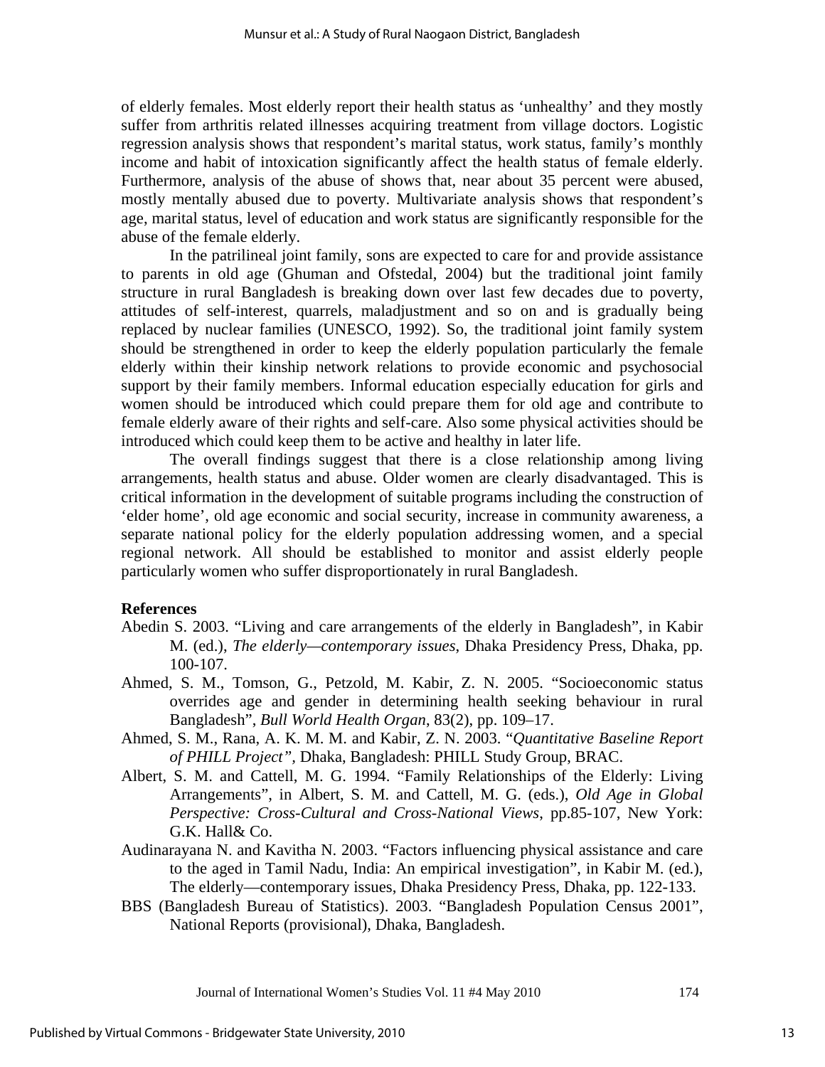of elderly females. Most elderly report their health status as 'unhealthy' and they mostly suffer from arthritis related illnesses acquiring treatment from village doctors. Logistic regression analysis shows that respondent's marital status, work status, family's monthly income and habit of intoxication significantly affect the health status of female elderly. Furthermore, analysis of the abuse of shows that, near about 35 percent were abused, mostly mentally abused due to poverty. Multivariate analysis shows that respondent's age, marital status, level of education and work status are significantly responsible for the abuse of the female elderly.

In the patrilineal joint family, sons are expected to care for and provide assistance to parents in old age (Ghuman and Ofstedal, 2004) but the traditional joint family structure in rural Bangladesh is breaking down over last few decades due to poverty, attitudes of self-interest, quarrels, maladjustment and so on and is gradually being replaced by nuclear families (UNESCO, 1992). So, the traditional joint family system should be strengthened in order to keep the elderly population particularly the female elderly within their kinship network relations to provide economic and psychosocial support by their family members. Informal education especially education for girls and women should be introduced which could prepare them for old age and contribute to female elderly aware of their rights and self-care. Also some physical activities should be introduced which could keep them to be active and healthy in later life.

The overall findings suggest that there is a close relationship among living arrangements, health status and abuse. Older women are clearly disadvantaged. This is critical information in the development of suitable programs including the construction of 'elder home', old age economic and social security, increase in community awareness, a separate national policy for the elderly population addressing women, and a special regional network. All should be established to monitor and assist elderly people particularly women who suffer disproportionately in rural Bangladesh.

**References**

Abedin S. 2003. "Living and care arrangements of the elderly in Bangladesh", in Kabir M. (ed.), *The elderly—contemporary issues*, Dhaka Presidency Press, Dhaka, pp. 100-107.

Ahmed, S. M., Tomson, G., Petzold, M. Kabir, Z. N. 2005. "Socioeconomic status overrides age and gender in determining health seeking behaviour in rural Bangladesh", *Bull World Health Organ*, 83(2), pp. 109–17.

Ahmed, S. M., Rana, A. K. M. M. and Kabir, Z. N. 2003. "*Quantitative Baseline Report of PHILL Project"*, Dhaka, Bangladesh: PHILL Study Group, BRAC.

Albert, S. M. and Cattell, M. G. 1994. "Family Relationships of the Elderly: Living Arrangements", in Albert, S. M. and Cattell, M. G. (eds.), *Old Age in Global Perspective: Cross-Cultural and Cross-National Views*, pp.85-107, New York: G.K. Hall& Co.

Audinarayana N. and Kavitha N. 2003. "Factors influencing physical assistance and care to the aged in Tamil Nadu, India: An empirical investigation", in Kabir M. (ed.), The elderly—contemporary issues, Dhaka Presidency Press, Dhaka, pp. 122-133.

BBS (Bangladesh Bureau of Statistics). 2003. "Bangladesh Population Census 2001", National Reports (provisional), Dhaka, Bangladesh.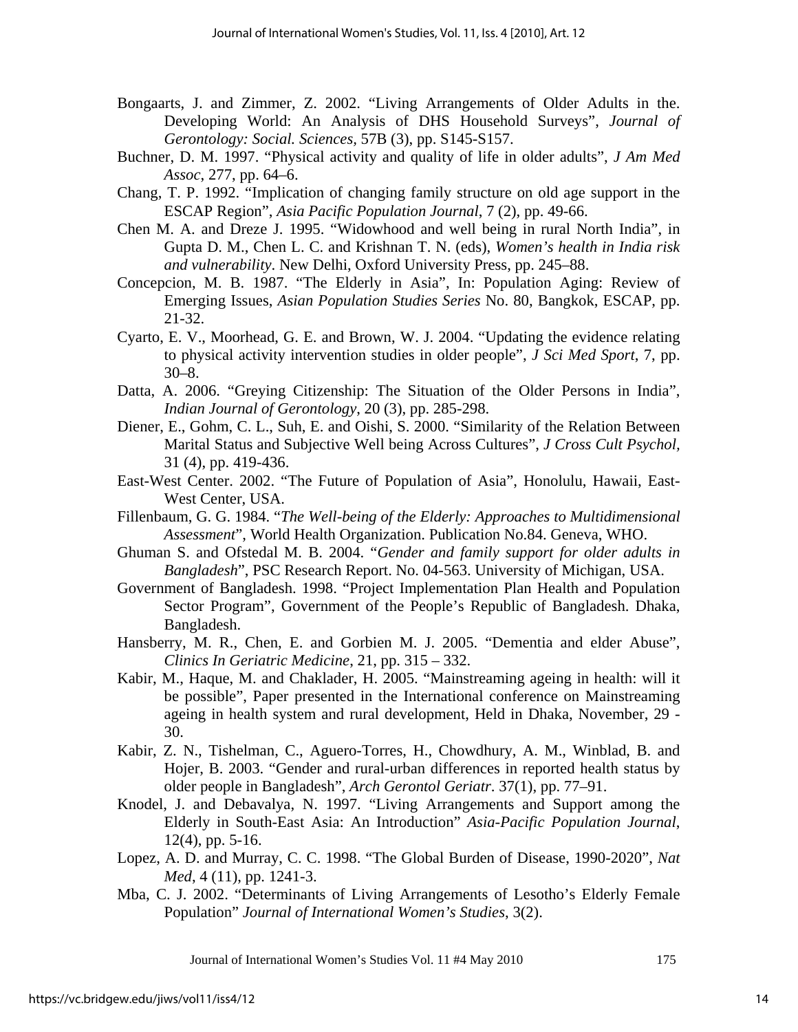Bongaarts, J. and Zimmer, Z. 2002. "Living Arrangements of Older Adults in the. Developing World: An Analysis of DHS Household Surveys", *Journal of Gerontology: Social. Sciences*, 57B (3), pp. S145-S157.

Buchner, D. M. 1997. "Physical activity and quality of life in older adults", *J Am Med Assoc*, 277, pp. 64–6.

Chang, T. P. 1992. "Implication of changing family structure on old age support in the ESCAP Region", *Asia Pacific Population Journal*, 7 (2), pp. 49-66.

Chen M. A. and Dreze J. 1995. "Widowhood and well being in rural North India", in Gupta D. M., Chen L. C. and Krishnan T. N. (eds), *Women's health in India risk and vulnerability*. New Delhi, Oxford University Press, pp. 245–88.

Concepcion, M. B. 1987. "The Elderly in Asia", In: Population Aging: Review of Emerging Issues, *Asian Population Studies Series* No. 80, Bangkok, ESCAP, pp. 21-32.

Cyarto, E. V., Moorhead, G. E. and Brown, W. J. 2004. "Updating the evidence relating to physical activity intervention studies in older people", *J Sci Med Sport*, 7, pp. 30–8.

Datta, A. 2006. "Greying Citizenship: The Situation of the Older Persons in India", *Indian Journal of Gerontology*, 20 (3), pp. 285-298.

Diener, E., Gohm, C. L., Suh, E. and Oishi, S. 2000. "Similarity of the Relation Between Marital Status and Subjective Well being Across Cultures", *J Cross Cult Psychol*, 31 (4), pp. 419-436.

East-West Center. 2002. "The Future of Population of Asia", Honolulu, Hawaii, East-West Center, USA.

Fillenbaum, G. G. 1984. "*The Well-being of the Elderly: Approaches to Multidimensional Assessment*", World Health Organization. Publication No.84. Geneva, WHO.

Ghuman S. and Ofstedal M. B. 2004. "*Gender and family support for older adults in Bangladesh*", PSC Research Report. No. 04-563. University of Michigan, USA.

Government of Bangladesh. 1998. "Project Implementation Plan Health and Population Sector Program", Government of the People's Republic of Bangladesh. Dhaka, Bangladesh.

Hansberry, M. R., Chen, E. and Gorbien M. J. 2005. "Dementia and elder Abuse", *Clinics In Geriatric Medicine*, 21, pp. 315 – 332.

Kabir, M., Haque, M. and Chaklader, H. 2005. "Mainstreaming ageing in health: will it be possible", Paper presented in the International conference on Mainstreaming ageing in health system and rural development, Held in Dhaka, November, 29 - 30.

Kabir, Z. N., Tishelman, C., Aguero-Torres, H., Chowdhury, A. M., Winblad, B. and Hojer, B. 2003. "Gender and rural-urban differences in reported health status by older people in Bangladesh", *Arch Gerontol Geriatr*. 37(1), pp. 77–91.

Knodel, J. and Debavalya, N. 1997. "Living Arrangements and Support among the Elderly in South-East Asia: An Introduction" *Asia-Pacific Population Journal*, 12(4), pp. 5-16.

Lopez, A. D. and Murray, C. C. 1998. "The Global Burden of Disease, 1990-2020", *Nat Med*, 4 (11), pp. 1241-3.

Mba, C. J. 2002. "Determinants of Living Arrangements of Lesotho's Elderly Female Population" *Journal of International Women's Studies*, 3(2).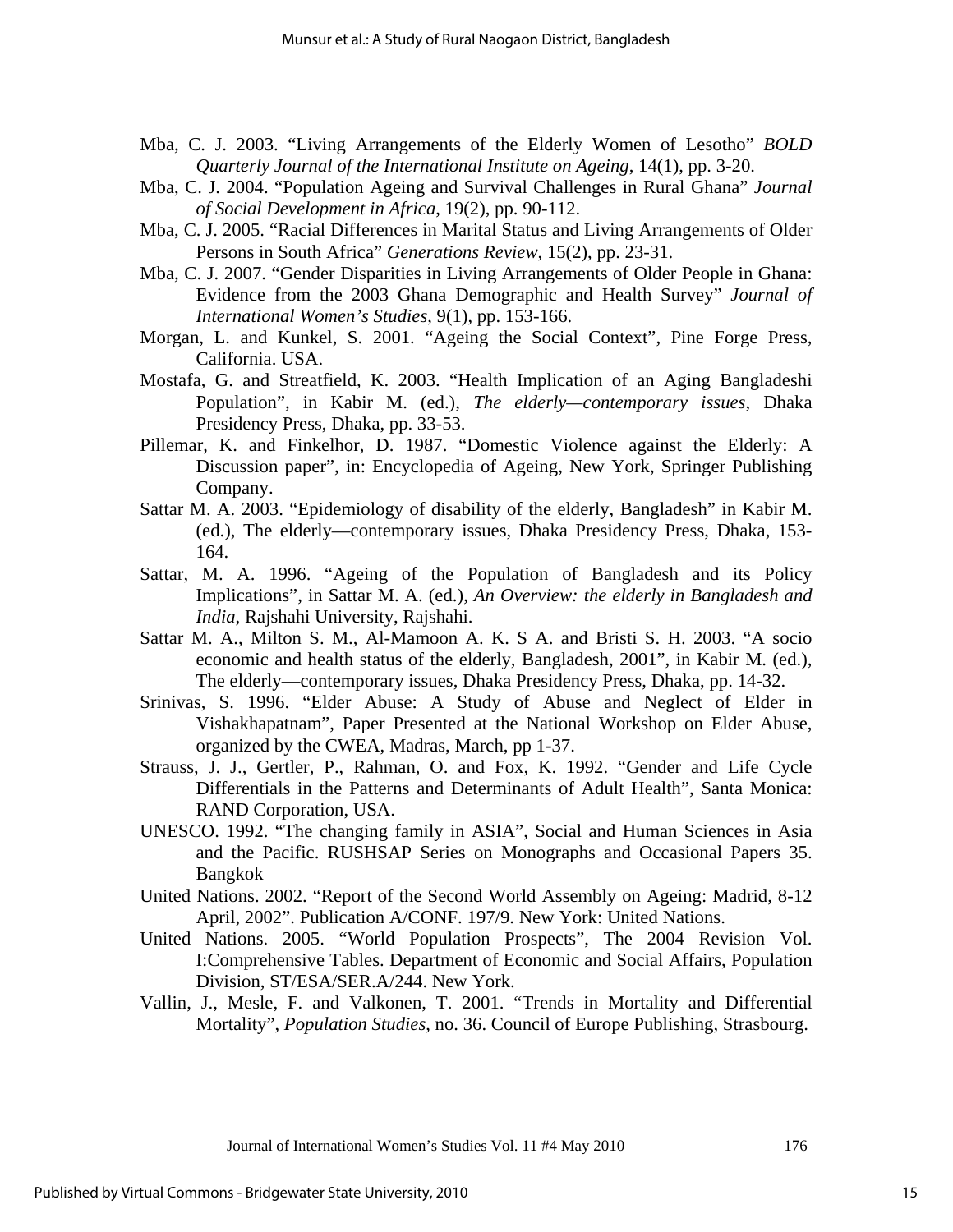Mba, C. J. 2003. "Living Arrangements of the Elderly Women of Lesotho" *BOLD Quarterly Journal of the International Institute on Ageing*, 14(1), pp. 3-20.

Mba, C. J. 2004. "Population Ageing and Survival Challenges in Rural Ghana" *Journal of Social Development in Africa*, 19(2), pp. 90-112.

Mba, C. J. 2005. "Racial Differences in Marital Status and Living Arrangements of Older Persons in South Africa" *Generations Review*, 15(2), pp. 23-31.

Mba, C. J. 2007. "Gender Disparities in Living Arrangements of Older People in Ghana: Evidence from the 2003 Ghana Demographic and Health Survey" *Journal of International Women's Studies*, 9(1), pp. 153-166.

Morgan, L. and Kunkel, S. 2001. "Ageing the Social Context", Pine Forge Press, California. USA.

Mostafa, G. and Streatfield, K. 2003. "Health Implication of an Aging Bangladeshi Population", in Kabir M. (ed.), *The elderly—contemporary issues*, Dhaka Presidency Press, Dhaka, pp. 33-53.

Pillemar, K. and Finkelhor, D. 1987. "Domestic Violence against the Elderly: A Discussion paper", in: Encyclopedia of Ageing, New York, Springer Publishing Company.

Sattar M. A. 2003. "Epidemiology of disability of the elderly, Bangladesh" in Kabir M. (ed.), The elderly—contemporary issues, Dhaka Presidency Press, Dhaka, 153-164.

Sattar, M. A. 1996. "Ageing of the Population of Bangladesh and its Policy Implications", in Sattar M. A. (ed.), *An Overview: the elderly in Bangladesh and India*, Rajshahi University, Rajshahi.

Sattar M. A., Milton S. M., Al-Mamoon A. K. S A. and Bristi S. H. 2003. "A socio economic and health status of the elderly, Bangladesh, 2001", in Kabir M. (ed.), The elderly—contemporary issues, Dhaka Presidency Press, Dhaka, pp. 14-32.

Srinivas, S. 1996. "Elder Abuse: A Study of Abuse and Neglect of Elder in Vishakhapatnam", Paper Presented at the National Workshop on Elder Abuse, organized by the CWEA, Madras, March, pp 1-37.

Strauss, J. J., Gertler, P., Rahman, O. and Fox, K. 1992. "Gender and Life Cycle Differentials in the Patterns and Determinants of Adult Health", Santa Monica: RAND Corporation, USA.

UNESCO. 1992. "The changing family in ASIA", Social and Human Sciences in Asia and the Pacific. RUSHSAP Series on Monographs and Occasional Papers 35. Bangkok

United Nations. 2002. "Report of the Second World Assembly on Ageing: Madrid, 8-12 April, 2002". Publication A/CONF. 197/9. New York: United Nations.

United Nations. 2005. "World Population Prospects", The 2004 Revision Vol. I:Comprehensive Tables. Department of Economic and Social Affairs, Population Division, ST/ESA/SER.A/244. New York.

Vallin, J., Mesle, F. and Valkonen, T. 2001. "Trends in Mortality and Differential Mortality", *Population Studies*, no. 36. Council of Europe Publishing, Strasbourg.